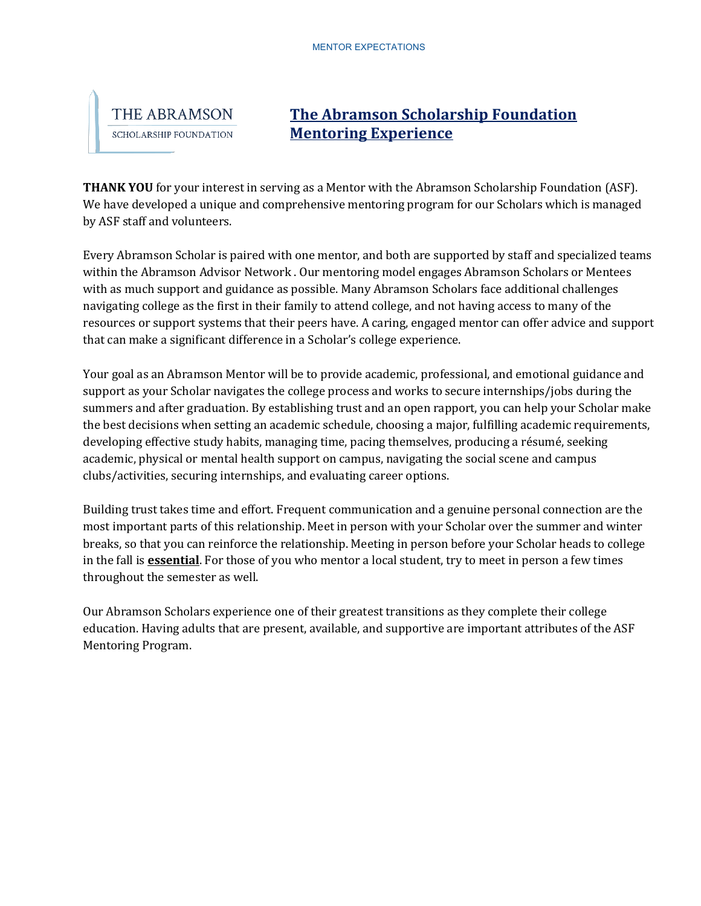THE ABRAMSON
SCHOLARSHIP FOUNDATION

# The Abramson Scholarship Foundation Mentoring Experience

**THANK YOU** for your interest in serving as a Mentor with the Abramson Scholarship Foundation (ASF). We have developed a unique and comprehensive mentoring program for our Scholars which is managed by ASF staff and volunteers.

Every Abramson Scholar is paired with one mentor, and both are supported by staff and specialized teams within the Abramson Advisor Network . Our mentoring model engages Abramson Scholars or Mentees with as much support and guidance as possible. Many Abramson Scholars face additional challenges navigating college as the first in their family to attend college, and not having access to many of the resources or support systems that their peers have. A caring, engaged mentor can offer advice and support that can make a significant difference in a Scholar's college experience.

Your goal as an Abramson Mentor will be to provide academic, professional, and emotional guidance and support as your Scholar navigates the college process and works to secure internships/jobs during the summers and after graduation. By establishing trust and an open rapport, you can help your Scholar make the best decisions when setting an academic schedule, choosing a major, fulfilling academic requirements, developing effective study habits, managing time, pacing themselves, producing a résumé, seeking academic, physical or mental health support on campus, navigating the social scene and campus clubs/activities, securing internships, and evaluating career options.

Building trust takes time and effort. Frequent communication and a genuine personal connection are the most important parts of this relationship. Meet in person with your Scholar over the summer and winter breaks, so that you can reinforce the relationship. Meeting in person before your Scholar heads to college in the fall is **essential**. For those of you who mentor a local student, try to meet in person a few times throughout the semester as well.

Our Abramson Scholars experience one of their greatest transitions as they complete their college education. Having adults that are present, available, and supportive are important attributes of the ASF Mentoring Program.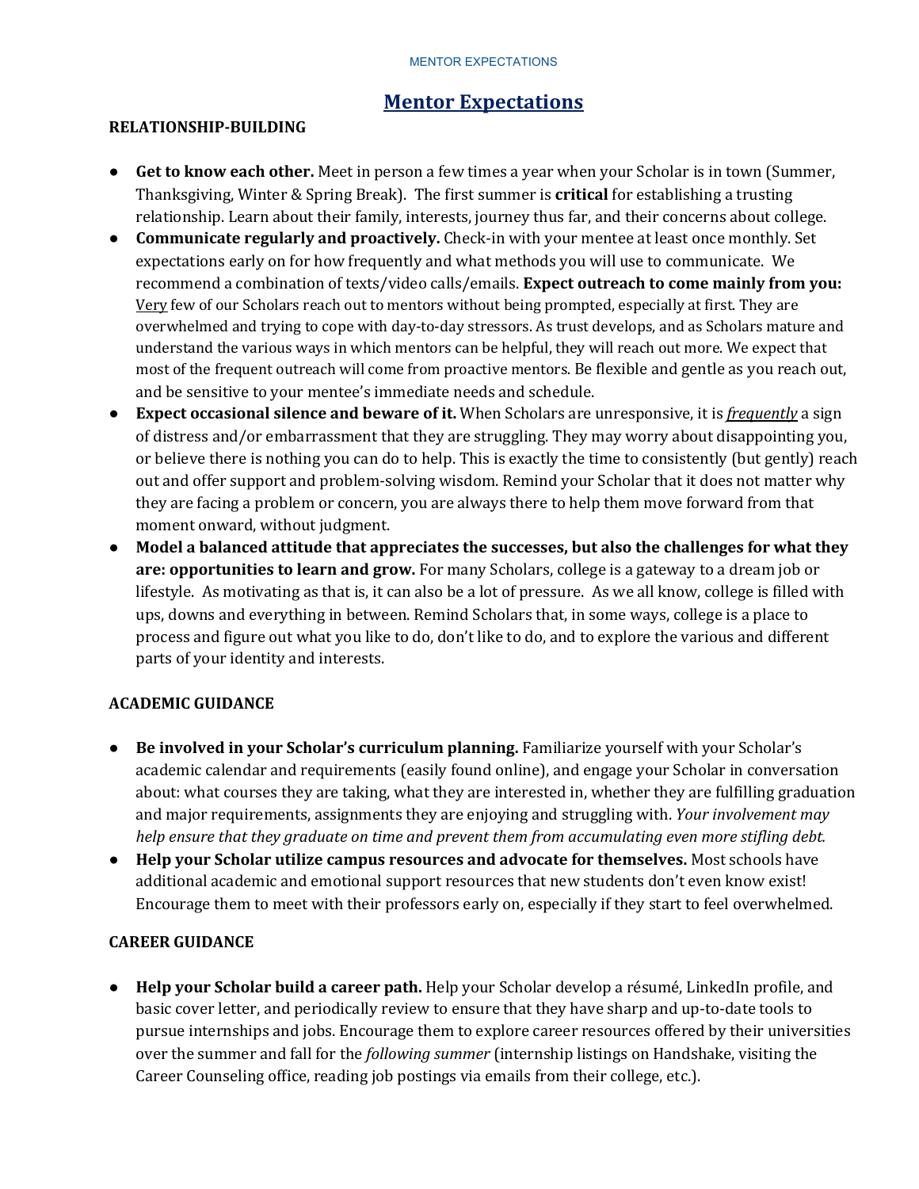# Mentor Expectations

**RELATIONSHIP-BUILDING**

- **Get to know each other.** Meet in person a few times a year when your Scholar is in town (Summer, Thanksgiving, Winter & Spring Break). The first summer is **critical** for establishing a trusting relationship. Learn about their family, interests, journey thus far, and their concerns about college.
- **Communicate regularly and proactively.** Check-in with your mentee at least once monthly. Set expectations early on for how frequently and what methods you will use to communicate. We recommend a combination of texts/video calls/emails. **Expect outreach to come mainly from you:** Very few of our Scholars reach out to mentors without being prompted, especially at first. They are overwhelmed and trying to cope with day-to-day stressors. As trust develops, and as Scholars mature and understand the various ways in which mentors can be helpful, they will reach out more. We expect that most of the frequent outreach will come from proactive mentors. Be flexible and gentle as you reach out, and be sensitive to your mentee's immediate needs and schedule.
- **Expect occasional silence and beware of it.** When Scholars are unresponsive, it is ***frequently*** a sign of distress and/or embarrassment that they are struggling. They may worry about disappointing you, or believe there is nothing you can do to help. This is exactly the time to consistently (but gently) reach out and offer support and problem-solving wisdom. Remind your Scholar that it does not matter why they are facing a problem or concern, you are always there to help them move forward from that moment onward, without judgment.
- **Model a balanced attitude that appreciates the successes, but also the challenges for what they are: opportunities to learn and grow.** For many Scholars, college is a gateway to a dream job or lifestyle. As motivating as that is, it can also be a lot of pressure. As we all know, college is filled with ups, downs and everything in between. Remind Scholars that, in some ways, college is a place to process and figure out what you like to do, don't like to do, and to explore the various and different parts of your identity and interests.

**ACADEMIC GUIDANCE**

- **Be involved in your Scholar's curriculum planning.** Familiarize yourself with your Scholar's academic calendar and requirements (easily found online), and engage your Scholar in conversation about: what courses they are taking, what they are interested in, whether they are fulfilling graduation and major requirements, assignments they are enjoying and struggling with. *Your involvement may help ensure that they graduate on time and prevent them from accumulating even more stifling debt.*
- **Help your Scholar utilize campus resources and advocate for themselves.** Most schools have additional academic and emotional support resources that new students don't even know exist! Encourage them to meet with their professors early on, especially if they start to feel overwhelmed.

**CAREER GUIDANCE**

- **Help your Scholar build a career path.** Help your Scholar develop a résumé, LinkedIn profile, and basic cover letter, and periodically review to ensure that they have sharp and up-to-date tools to pursue internships and jobs. Encourage them to explore career resources offered by their universities over the summer and fall for the *following summer* (internship listings on Handshake, visiting the Career Counseling office, reading job postings via emails from their college, etc.).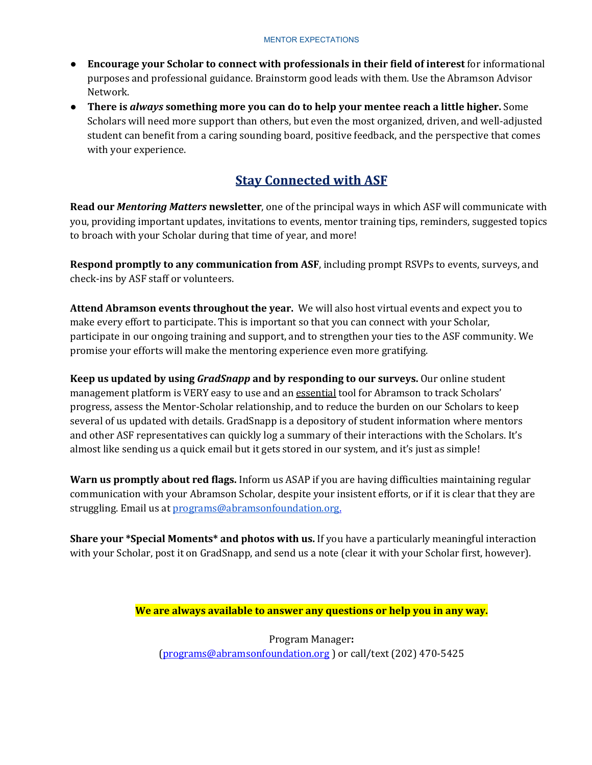- **Encourage your Scholar to connect with professionals in their field of interest** for informational purposes and professional guidance. Brainstorm good leads with them. Use the Abramson Advisor Network.
- **There is *always* something more you can do to help your mentee reach a little higher.** Some Scholars will need more support than others, but even the most organized, driven, and well-adjusted student can benefit from a caring sounding board, positive feedback, and the perspective that comes with your experience.

## Stay Connected with ASF

**Read our *Mentoring Matters* newsletter**, one of the principal ways in which ASF will communicate with you, providing important updates, invitations to events, mentor training tips, reminders, suggested topics to broach with your Scholar during that time of year, and more!

**Respond promptly to any communication from ASF**, including prompt RSVPs to events, surveys, and check-ins by ASF staff or volunteers.

**Attend Abramson events throughout the year.** We will also host virtual events and expect you to make every effort to participate. This is important so that you can connect with your Scholar, participate in our ongoing training and support, and to strengthen your ties to the ASF community. We promise your efforts will make the mentoring experience even more gratifying.

**Keep us updated by using *GradSnapp* and by responding to our surveys.** Our online student management platform is VERY easy to use and an essential tool for Abramson to track Scholars' progress, assess the Mentor-Scholar relationship, and to reduce the burden on our Scholars to keep several of us updated with details. GradSnapp is a depository of student information where mentors and other ASF representatives can quickly log a summary of their interactions with the Scholars. It's almost like sending us a quick email but it gets stored in our system, and it's just as simple!

**Warn us promptly about red flags.** Inform us ASAP if you are having difficulties maintaining regular communication with your Abramson Scholar, despite your insistent efforts, or if it is clear that they are struggling. Email us at programs@abramsonfoundation.org.

**Share your *Special Moments* and photos with us.** If you have a particularly meaningful interaction with your Scholar, post it on GradSnapp, and send us a note (clear it with your Scholar first, however).

**We are always available to answer any questions or help you in any way.**

Program Manager**:**
(programs@abramsonfoundation.org ) or call/text (202) 470-5425